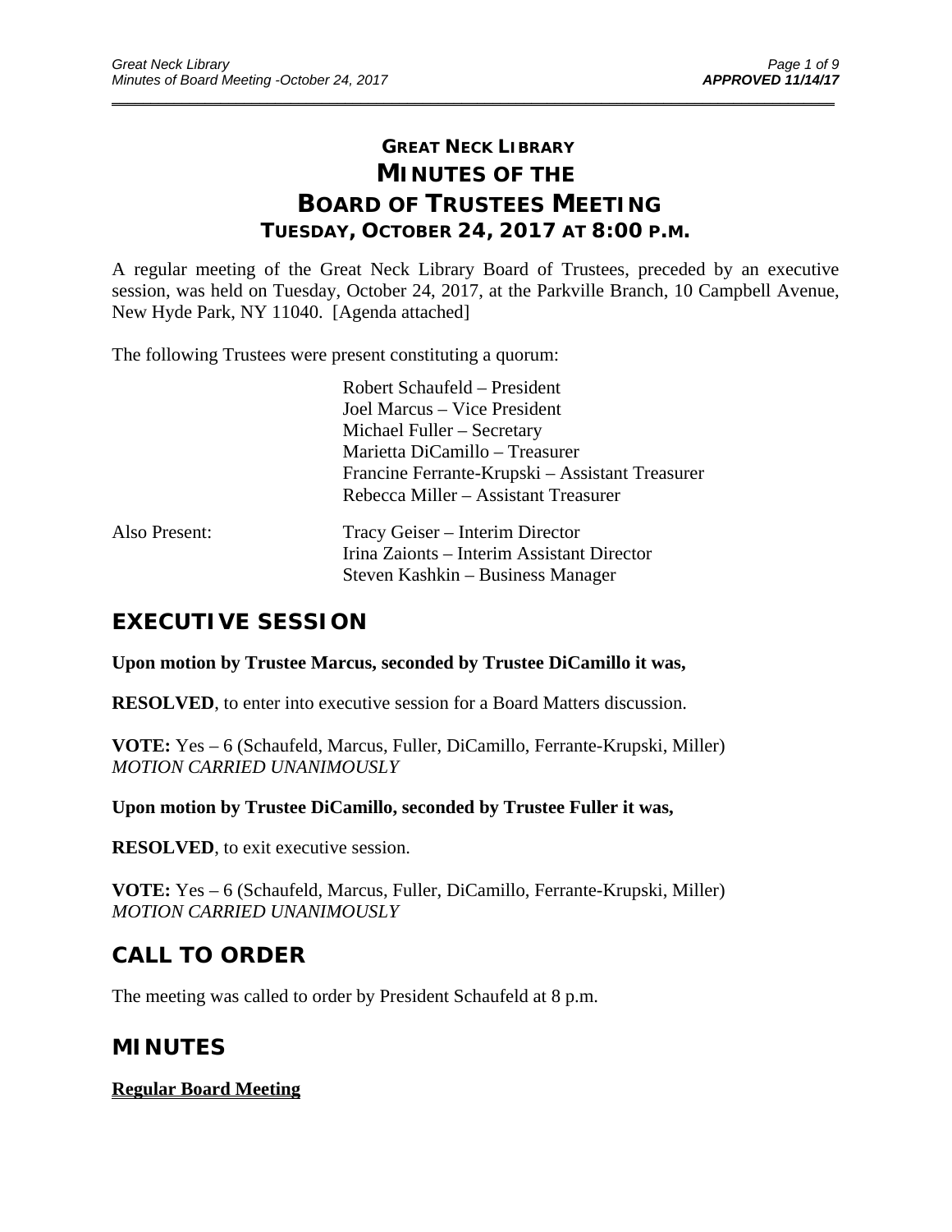# GREAT NECK LIBRARY
# MINUTES OF THE BOARD OF TRUSTEES MEETING
### TUESDAY, OCTOBER 24, 2017 AT 8:00 P.M.

A regular meeting of the Great Neck Library Board of Trustees, preceded by an executive session, was held on Tuesday, October 24, 2017, at the Parkville Branch, 10 Campbell Avenue, New Hyde Park, NY 11040. [Agenda attached]

The following Trustees were present constituting a quorum:

Robert Schaufeld – President
Joel Marcus – Vice President
Michael Fuller – Secretary
Marietta DiCamillo – Treasurer
Francine Ferrante-Krupski – Assistant Treasurer
Rebecca Miller – Assistant Treasurer

Also Present:

Tracy Geiser – Interim Director
Irina Zaionts – Interim Assistant Director
Steven Kashkin – Business Manager

## EXECUTIVE SESSION

**Upon motion by Trustee Marcus, seconded by Trustee DiCamillo it was,**

**RESOLVED**, to enter into executive session for a Board Matters discussion.

**VOTE:** Yes – 6 (Schaufeld, Marcus, Fuller, DiCamillo, Ferrante-Krupski, Miller)
*MOTION CARRIED UNANIMOUSLY*

**Upon motion by Trustee DiCamillo, seconded by Trustee Fuller it was,**

**RESOLVED**, to exit executive session.

**VOTE:** Yes – 6 (Schaufeld, Marcus, Fuller, DiCamillo, Ferrante-Krupski, Miller)
*MOTION CARRIED UNANIMOUSLY*

## CALL TO ORDER

The meeting was called to order by President Schaufeld at 8 p.m.

## MINUTES

**Regular Board Meeting**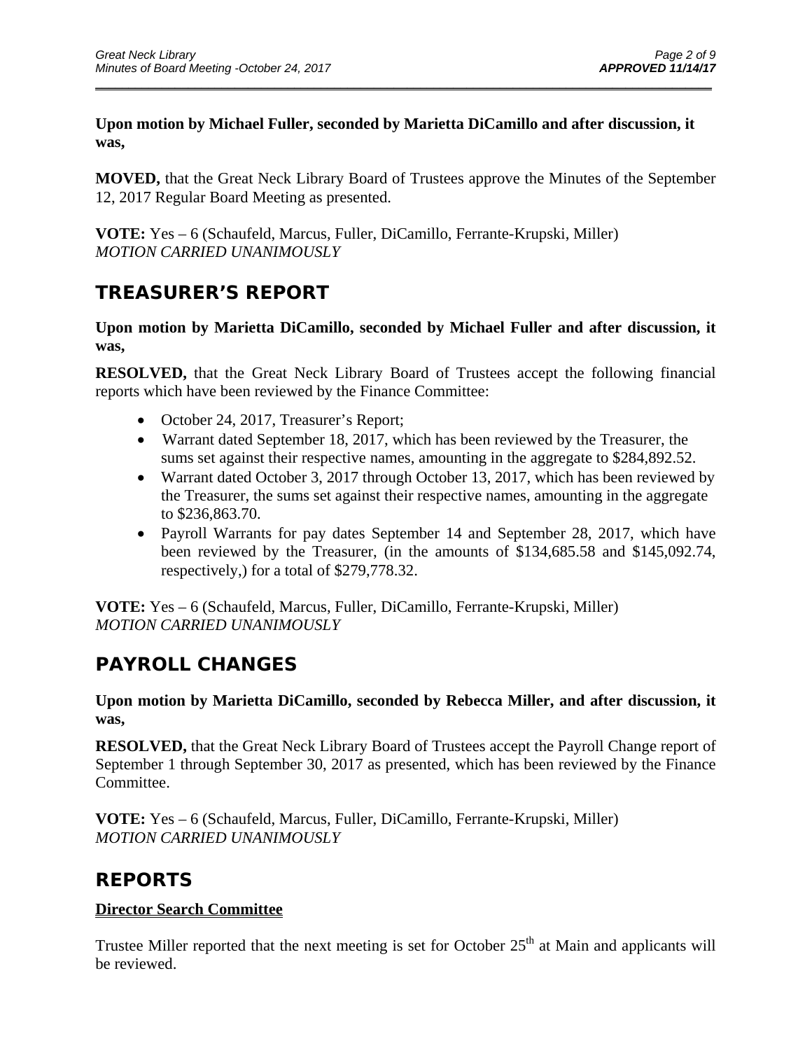**Upon motion by Michael Fuller, seconded by Marietta DiCamillo and after discussion, it was,**

**MOVED,** that the Great Neck Library Board of Trustees approve the Minutes of the September 12, 2017 Regular Board Meeting as presented.

**VOTE:** Yes – 6 (Schaufeld, Marcus, Fuller, DiCamillo, Ferrante-Krupski, Miller)
*MOTION CARRIED UNANIMOUSLY*

## TREASURER'S REPORT

**Upon motion by Marietta DiCamillo, seconded by Michael Fuller and after discussion, it was,**

**RESOLVED,** that the Great Neck Library Board of Trustees accept the following financial reports which have been reviewed by the Finance Committee:

- October 24, 2017, Treasurer's Report;
- Warrant dated September 18, 2017, which has been reviewed by the Treasurer, the sums set against their respective names, amounting in the aggregate to $284,892.52.
- Warrant dated October 3, 2017 through October 13, 2017, which has been reviewed by the Treasurer, the sums set against their respective names, amounting in the aggregate to $236,863.70.
- Payroll Warrants for pay dates September 14 and September 28, 2017, which have been reviewed by the Treasurer, (in the amounts of $134,685.58 and $145,092.74, respectively,) for a total of $279,778.32.

**VOTE:** Yes – 6 (Schaufeld, Marcus, Fuller, DiCamillo, Ferrante-Krupski, Miller)
*MOTION CARRIED UNANIMOUSLY*

## PAYROLL CHANGES

**Upon motion by Marietta DiCamillo, seconded by Rebecca Miller, and after discussion, it was,**

**RESOLVED,** that the Great Neck Library Board of Trustees accept the Payroll Change report of September 1 through September 30, 2017 as presented, which has been reviewed by the Finance Committee.

**VOTE:** Yes – 6 (Schaufeld, Marcus, Fuller, DiCamillo, Ferrante-Krupski, Miller)
*MOTION CARRIED UNANIMOUSLY*

## REPORTS

### Director Search Committee

Trustee Miller reported that the next meeting is set for October 25th at Main and applicants will be reviewed.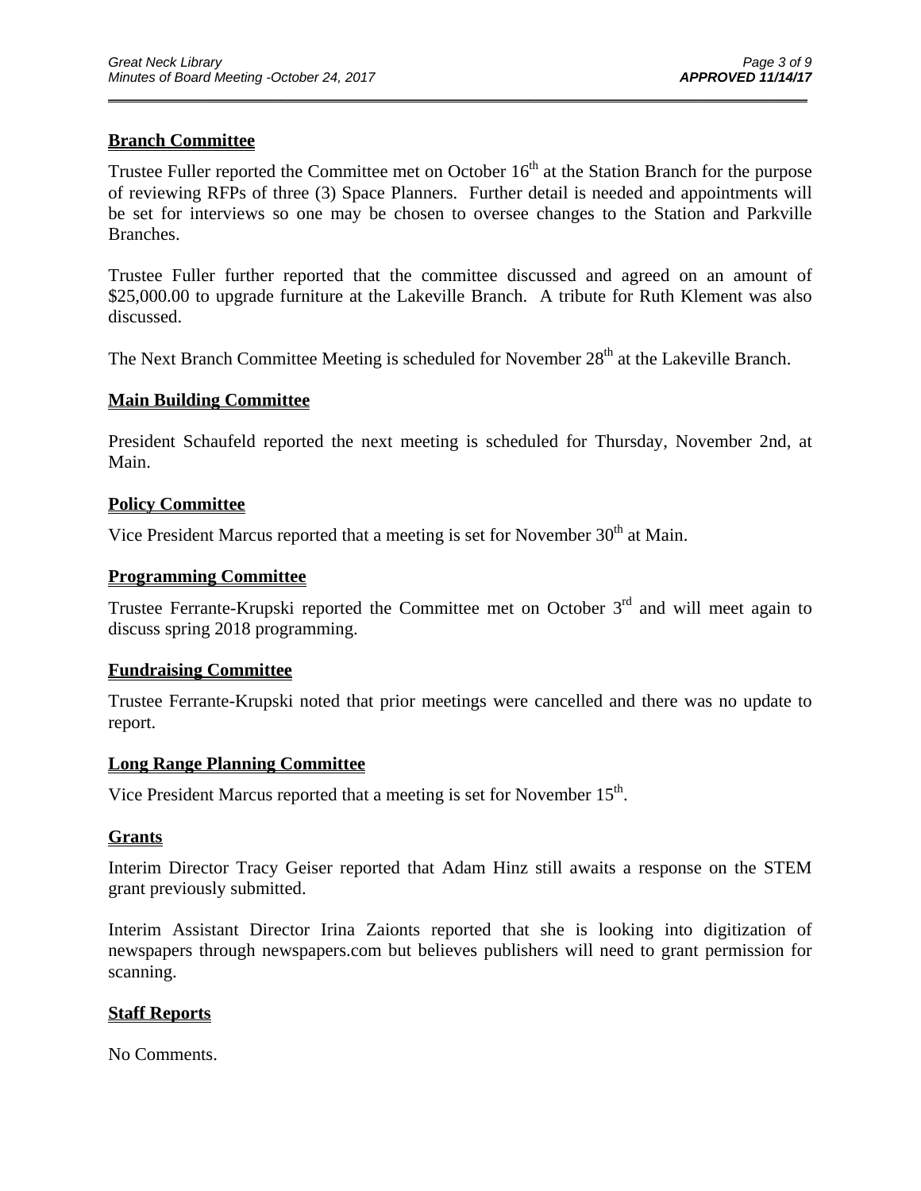## Branch Committee

Trustee Fuller reported the Committee met on October 16th at the Station Branch for the purpose of reviewing RFPs of three (3) Space Planners. Further detail is needed and appointments will be set for interviews so one may be chosen to oversee changes to the Station and Parkville Branches.

Trustee Fuller further reported that the committee discussed and agreed on an amount of $25,000.00 to upgrade furniture at the Lakeville Branch. A tribute for Ruth Klement was also discussed.

The Next Branch Committee Meeting is scheduled for November 28th at the Lakeville Branch.

## Main Building Committee

President Schaufeld reported the next meeting is scheduled for Thursday, November 2nd, at Main.

## Policy Committee

Vice President Marcus reported that a meeting is set for November 30th at Main.

## Programming Committee

Trustee Ferrante-Krupski reported the Committee met on October 3rd and will meet again to discuss spring 2018 programming.

## Fundraising Committee

Trustee Ferrante-Krupski noted that prior meetings were cancelled and there was no update to report.

## Long Range Planning Committee

Vice President Marcus reported that a meeting is set for November 15th.

## Grants

Interim Director Tracy Geiser reported that Adam Hinz still awaits a response on the STEM grant previously submitted.

Interim Assistant Director Irina Zaionts reported that she is looking into digitization of newspapers through newspapers.com but believes publishers will need to grant permission for scanning.

## Staff Reports

No Comments.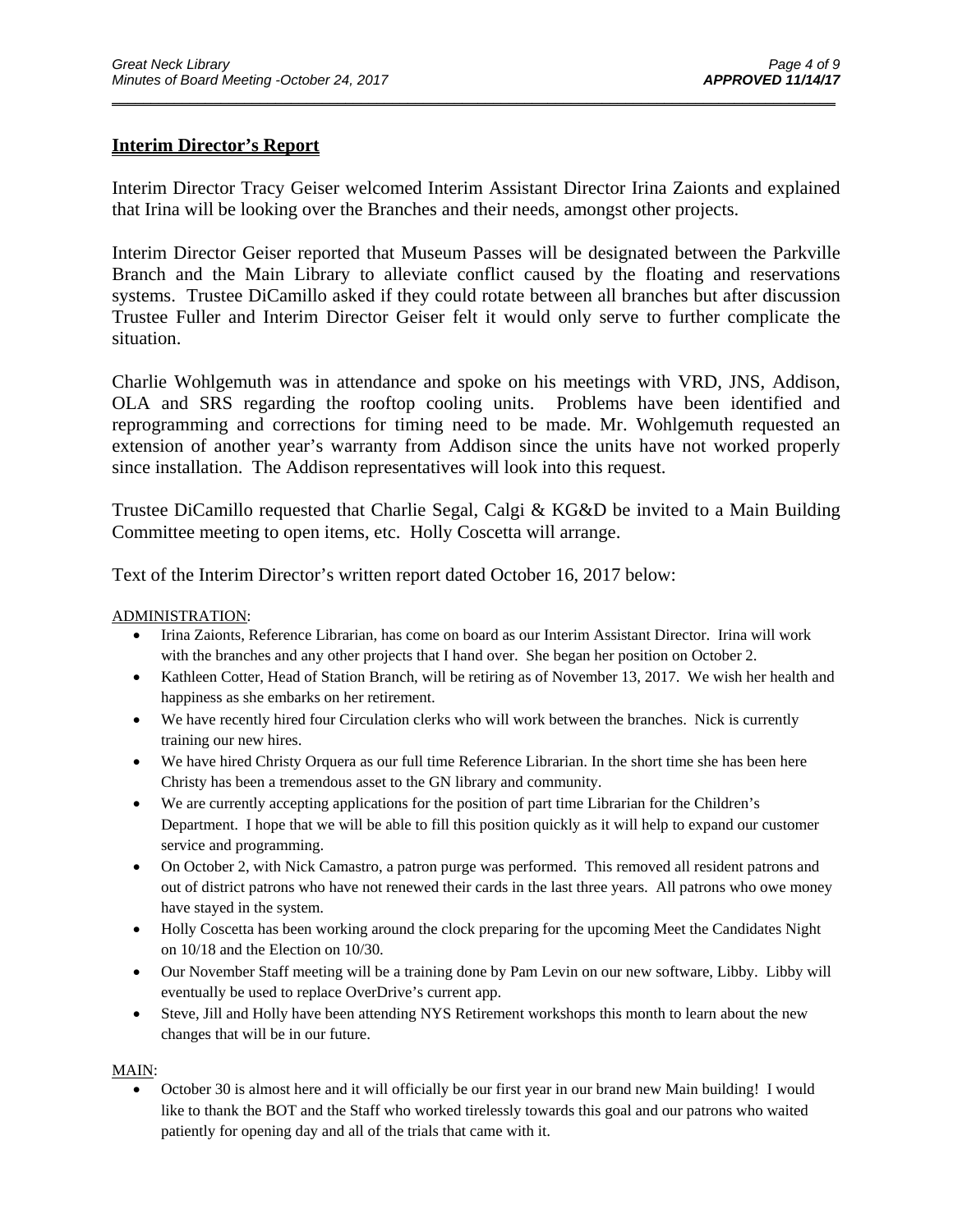## Interim Director's Report

Interim Director Tracy Geiser welcomed Interim Assistant Director Irina Zaionts and explained that Irina will be looking over the Branches and their needs, amongst other projects.

Interim Director Geiser reported that Museum Passes will be designated between the Parkville Branch and the Main Library to alleviate conflict caused by the floating and reservations systems. Trustee DiCamillo asked if they could rotate between all branches but after discussion Trustee Fuller and Interim Director Geiser felt it would only serve to further complicate the situation.

Charlie Wohlgemuth was in attendance and spoke on his meetings with VRD, JNS, Addison, OLA and SRS regarding the rooftop cooling units. Problems have been identified and reprogramming and corrections for timing need to be made. Mr. Wohlgemuth requested an extension of another year's warranty from Addison since the units have not worked properly since installation. The Addison representatives will look into this request.

Trustee DiCamillo requested that Charlie Segal, Calgi & KG&D be invited to a Main Building Committee meeting to open items, etc. Holly Coscetta will arrange.

Text of the Interim Director's written report dated October 16, 2017 below:

ADMINISTRATION:

- Irina Zaionts, Reference Librarian, has come on board as our Interim Assistant Director. Irina will work with the branches and any other projects that I hand over. She began her position on October 2.
- Kathleen Cotter, Head of Station Branch, will be retiring as of November 13, 2017. We wish her health and happiness as she embarks on her retirement.
- We have recently hired four Circulation clerks who will work between the branches. Nick is currently training our new hires.
- We have hired Christy Orquera as our full time Reference Librarian. In the short time she has been here Christy has been a tremendous asset to the GN library and community.
- We are currently accepting applications for the position of part time Librarian for the Children's Department. I hope that we will be able to fill this position quickly as it will help to expand our customer service and programming.
- On October 2, with Nick Camastro, a patron purge was performed. This removed all resident patrons and out of district patrons who have not renewed their cards in the last three years. All patrons who owe money have stayed in the system.
- Holly Coscetta has been working around the clock preparing for the upcoming Meet the Candidates Night on 10/18 and the Election on 10/30.
- Our November Staff meeting will be a training done by Pam Levin on our new software, Libby. Libby will eventually be used to replace OverDrive's current app.
- Steve, Jill and Holly have been attending NYS Retirement workshops this month to learn about the new changes that will be in our future.

MAIN:

- October 30 is almost here and it will officially be our first year in our brand new Main building! I would like to thank the BOT and the Staff who worked tirelessly towards this goal and our patrons who waited patiently for opening day and all of the trials that came with it.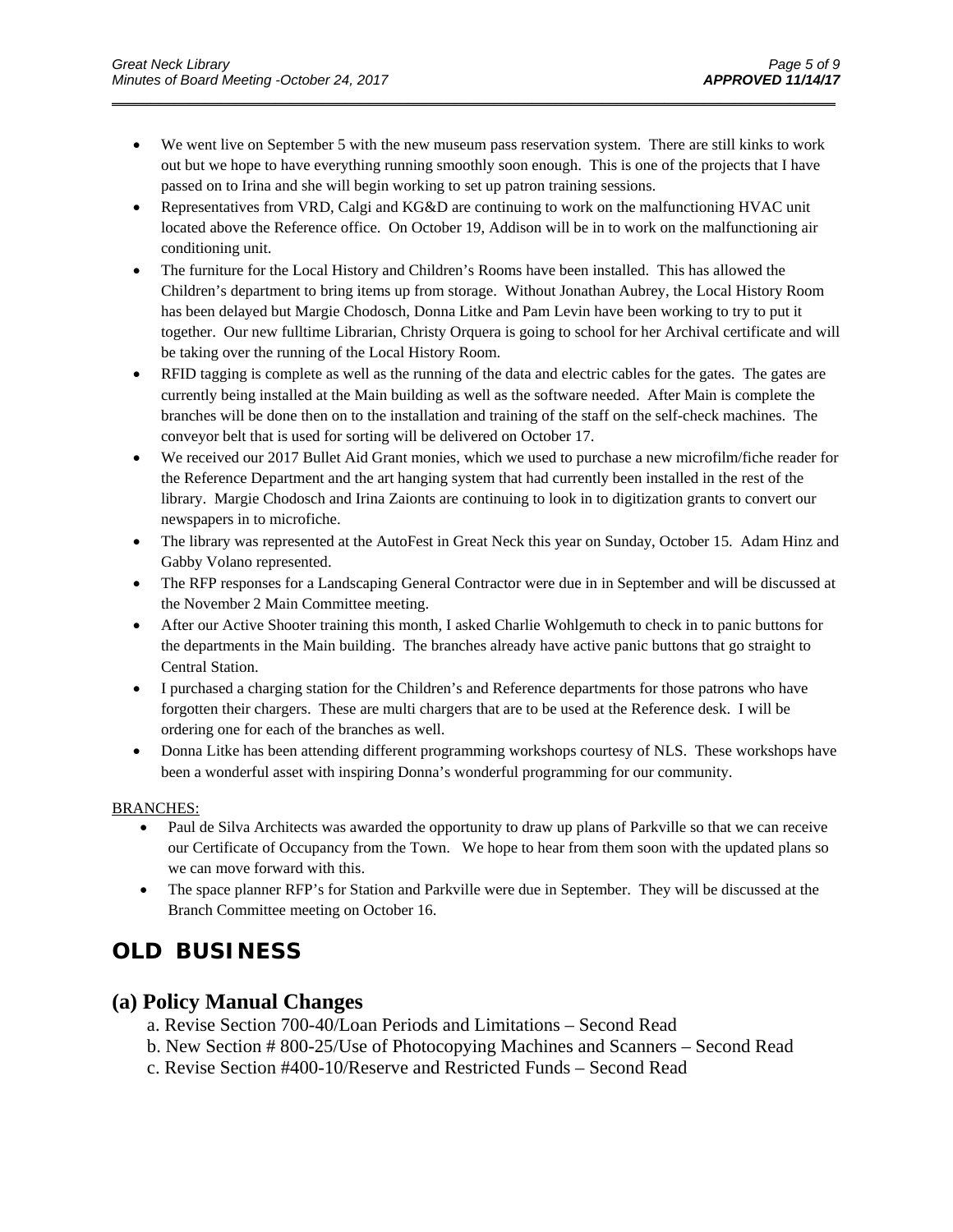- We went live on September 5 with the new museum pass reservation system. There are still kinks to work out but we hope to have everything running smoothly soon enough. This is one of the projects that I have passed on to Irina and she will begin working to set up patron training sessions.
- Representatives from VRD, Calgi and KG&D are continuing to work on the malfunctioning HVAC unit located above the Reference office. On October 19, Addison will be in to work on the malfunctioning air conditioning unit.
- The furniture for the Local History and Children's Rooms have been installed. This has allowed the Children's department to bring items up from storage. Without Jonathan Aubrey, the Local History Room has been delayed but Margie Chodosch, Donna Litke and Pam Levin have been working to try to put it together. Our new fulltime Librarian, Christy Orquera is going to school for her Archival certificate and will be taking over the running of the Local History Room.
- RFID tagging is complete as well as the running of the data and electric cables for the gates. The gates are currently being installed at the Main building as well as the software needed. After Main is complete the branches will be done then on to the installation and training of the staff on the self-check machines. The conveyor belt that is used for sorting will be delivered on October 17.
- We received our 2017 Bullet Aid Grant monies, which we used to purchase a new microfilm/fiche reader for the Reference Department and the art hanging system that had currently been installed in the rest of the library. Margie Chodosch and Irina Zaionts are continuing to look in to digitization grants to convert our newspapers in to microfiche.
- The library was represented at the AutoFest in Great Neck this year on Sunday, October 15. Adam Hinz and Gabby Volano represented.
- The RFP responses for a Landscaping General Contractor were due in in September and will be discussed at the November 2 Main Committee meeting.
- After our Active Shooter training this month, I asked Charlie Wohlgemuth to check in to panic buttons for the departments in the Main building. The branches already have active panic buttons that go straight to Central Station.
- I purchased a charging station for the Children's and Reference departments for those patrons who have forgotten their chargers. These are multi chargers that are to be used at the Reference desk. I will be ordering one for each of the branches as well.
- Donna Litke has been attending different programming workshops courtesy of NLS. These workshops have been a wonderful asset with inspiring Donna's wonderful programming for our community.

BRANCHES:

- Paul de Silva Architects was awarded the opportunity to draw up plans of Parkville so that we can receive our Certificate of Occupancy from the Town. We hope to hear from them soon with the updated plans so we can move forward with this.
- The space planner RFP's for Station and Parkville were due in September. They will be discussed at the Branch Committee meeting on October 16.

# OLD BUSINESS

## (a) Policy Manual Changes

a. Revise Section 700-40/Loan Periods and Limitations – Second Read
b. New Section # 800-25/Use of Photocopying Machines and Scanners – Second Read
c. Revise Section #400-10/Reserve and Restricted Funds – Second Read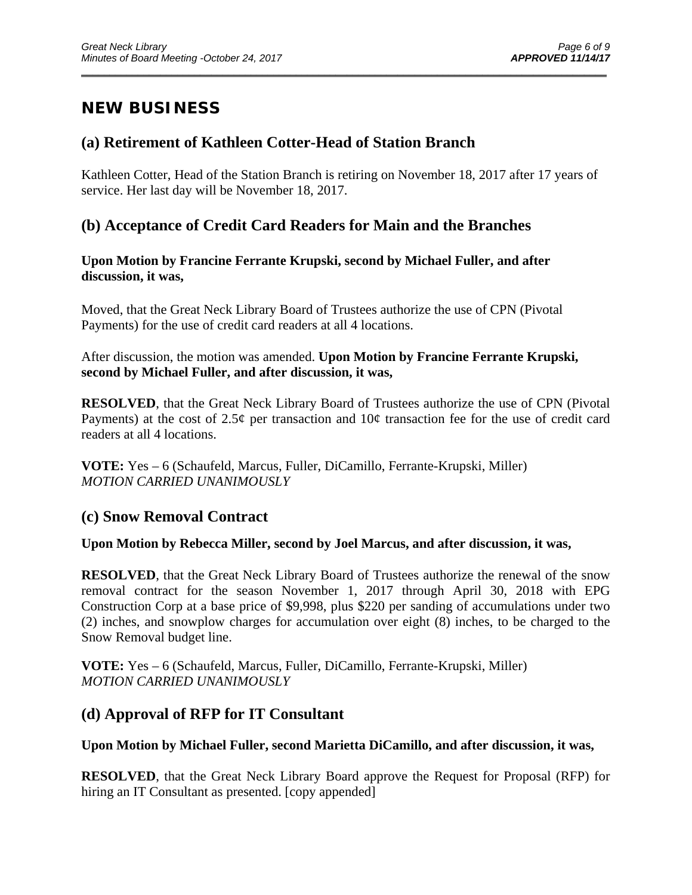## NEW BUSINESS

### (a) Retirement of Kathleen Cotter-Head of Station Branch

Kathleen Cotter, Head of the Station Branch is retiring on November 18, 2017 after 17 years of service. Her last day will be November 18, 2017.

### (b) Acceptance of Credit Card Readers for Main and the Branches

**Upon Motion by Francine Ferrante Krupski, second by Michael Fuller, and after discussion, it was,**

Moved, that the Great Neck Library Board of Trustees authorize the use of CPN (Pivotal Payments) for the use of credit card readers at all 4 locations.

After discussion, the motion was amended. **Upon Motion by Francine Ferrante Krupski, second by Michael Fuller, and after discussion, it was,**

**RESOLVED**, that the Great Neck Library Board of Trustees authorize the use of CPN (Pivotal Payments) at the cost of 2.5¢ per transaction and 10¢ transaction fee for the use of credit card readers at all 4 locations.

**VOTE:** Yes – 6 (Schaufeld, Marcus, Fuller, DiCamillo, Ferrante-Krupski, Miller)
*MOTION CARRIED UNANIMOUSLY*

### (c) Snow Removal Contract

**Upon Motion by Rebecca Miller, second by Joel Marcus, and after discussion, it was,**

**RESOLVED**, that the Great Neck Library Board of Trustees authorize the renewal of the snow removal contract for the season November 1, 2017 through April 30, 2018 with EPG Construction Corp at a base price of $9,998, plus $220 per sanding of accumulations under two (2) inches, and snowplow charges for accumulation over eight (8) inches, to be charged to the Snow Removal budget line.

**VOTE:** Yes – 6 (Schaufeld, Marcus, Fuller, DiCamillo, Ferrante-Krupski, Miller)
*MOTION CARRIED UNANIMOUSLY*

### (d) Approval of RFP for IT Consultant

**Upon Motion by Michael Fuller, second Marietta DiCamillo, and after discussion, it was,**

**RESOLVED**, that the Great Neck Library Board approve the Request for Proposal (RFP) for hiring an IT Consultant as presented. [copy appended]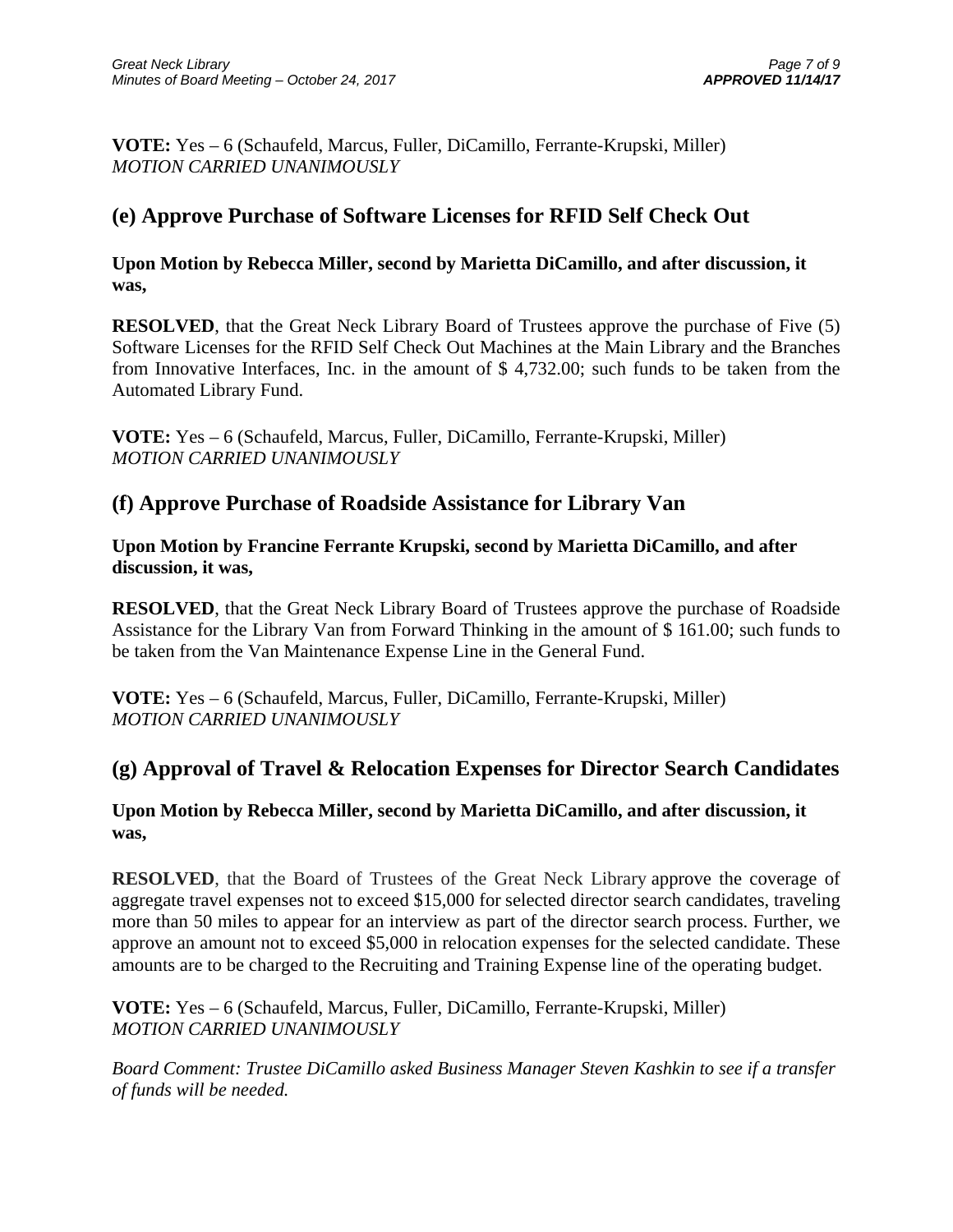**VOTE:** Yes – 6 (Schaufeld, Marcus, Fuller, DiCamillo, Ferrante-Krupski, Miller)
*MOTION CARRIED UNANIMOUSLY*

## (e) Approve Purchase of Software Licenses for RFID Self Check Out

**Upon Motion by Rebecca Miller, second by Marietta DiCamillo, and after discussion, it was,**

**RESOLVED**, that the Great Neck Library Board of Trustees approve the purchase of Five (5) Software Licenses for the RFID Self Check Out Machines at the Main Library and the Branches from Innovative Interfaces, Inc. in the amount of $ 4,732.00; such funds to be taken from the Automated Library Fund.

**VOTE:** Yes – 6 (Schaufeld, Marcus, Fuller, DiCamillo, Ferrante-Krupski, Miller)
*MOTION CARRIED UNANIMOUSLY*

## (f) Approve Purchase of Roadside Assistance for Library Van

**Upon Motion by Francine Ferrante Krupski, second by Marietta DiCamillo, and after discussion, it was,**

**RESOLVED**, that the Great Neck Library Board of Trustees approve the purchase of Roadside Assistance for the Library Van from Forward Thinking in the amount of $ 161.00; such funds to be taken from the Van Maintenance Expense Line in the General Fund.

**VOTE:** Yes – 6 (Schaufeld, Marcus, Fuller, DiCamillo, Ferrante-Krupski, Miller)
*MOTION CARRIED UNANIMOUSLY*

## (g) Approval of Travel & Relocation Expenses for Director Search Candidates

**Upon Motion by Rebecca Miller, second by Marietta DiCamillo, and after discussion, it was,**

**RESOLVED**, that the Board of Trustees of the Great Neck Library approve the coverage of aggregate travel expenses not to exceed $15,000 for selected director search candidates, traveling more than 50 miles to appear for an interview as part of the director search process. Further, we approve an amount not to exceed $5,000 in relocation expenses for the selected candidate. These amounts are to be charged to the Recruiting and Training Expense line of the operating budget.

**VOTE:** Yes – 6 (Schaufeld, Marcus, Fuller, DiCamillo, Ferrante-Krupski, Miller)
*MOTION CARRIED UNANIMOUSLY*

*Board Comment: Trustee DiCamillo asked Business Manager Steven Kashkin to see if a transfer of funds will be needed.*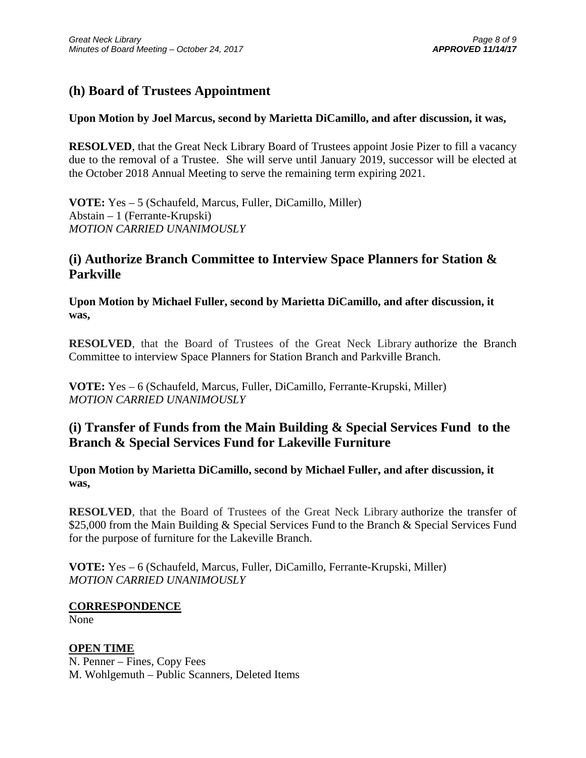## (h) Board of Trustees Appointment

**Upon Motion by Joel Marcus, second by Marietta DiCamillo, and after discussion, it was,**

**RESOLVED**, that the Great Neck Library Board of Trustees appoint Josie Pizer to fill a vacancy due to the removal of a Trustee. She will serve until January 2019, successor will be elected at the October 2018 Annual Meeting to serve the remaining term expiring 2021.

**VOTE:** Yes – 5 (Schaufeld, Marcus, Fuller, DiCamillo, Miller)
Abstain – 1 (Ferrante-Krupski)
*MOTION CARRIED UNANIMOUSLY*

## (i) Authorize Branch Committee to Interview Space Planners for Station & Parkville

**Upon Motion by Michael Fuller, second by Marietta DiCamillo, and after discussion, it was,**

**RESOLVED**, that the Board of Trustees of the Great Neck Library authorize the Branch Committee to interview Space Planners for Station Branch and Parkville Branch.

**VOTE:** Yes – 6 (Schaufeld, Marcus, Fuller, DiCamillo, Ferrante-Krupski, Miller)
*MOTION CARRIED UNANIMOUSLY*

## (i) Transfer of Funds from the Main Building & Special Services Fund to the Branch & Special Services Fund for Lakeville Furniture

**Upon Motion by Marietta DiCamillo, second by Michael Fuller, and after discussion, it was,**

**RESOLVED**, that the Board of Trustees of the Great Neck Library authorize the transfer of $25,000 from the Main Building & Special Services Fund to the Branch & Special Services Fund for the purpose of furniture for the Lakeville Branch.

**VOTE:** Yes – 6 (Schaufeld, Marcus, Fuller, DiCamillo, Ferrante-Krupski, Miller)
*MOTION CARRIED UNANIMOUSLY*

**CORRESPONDENCE**
None

**OPEN TIME**
N. Penner – Fines, Copy Fees
M. Wohlgemuth – Public Scanners, Deleted Items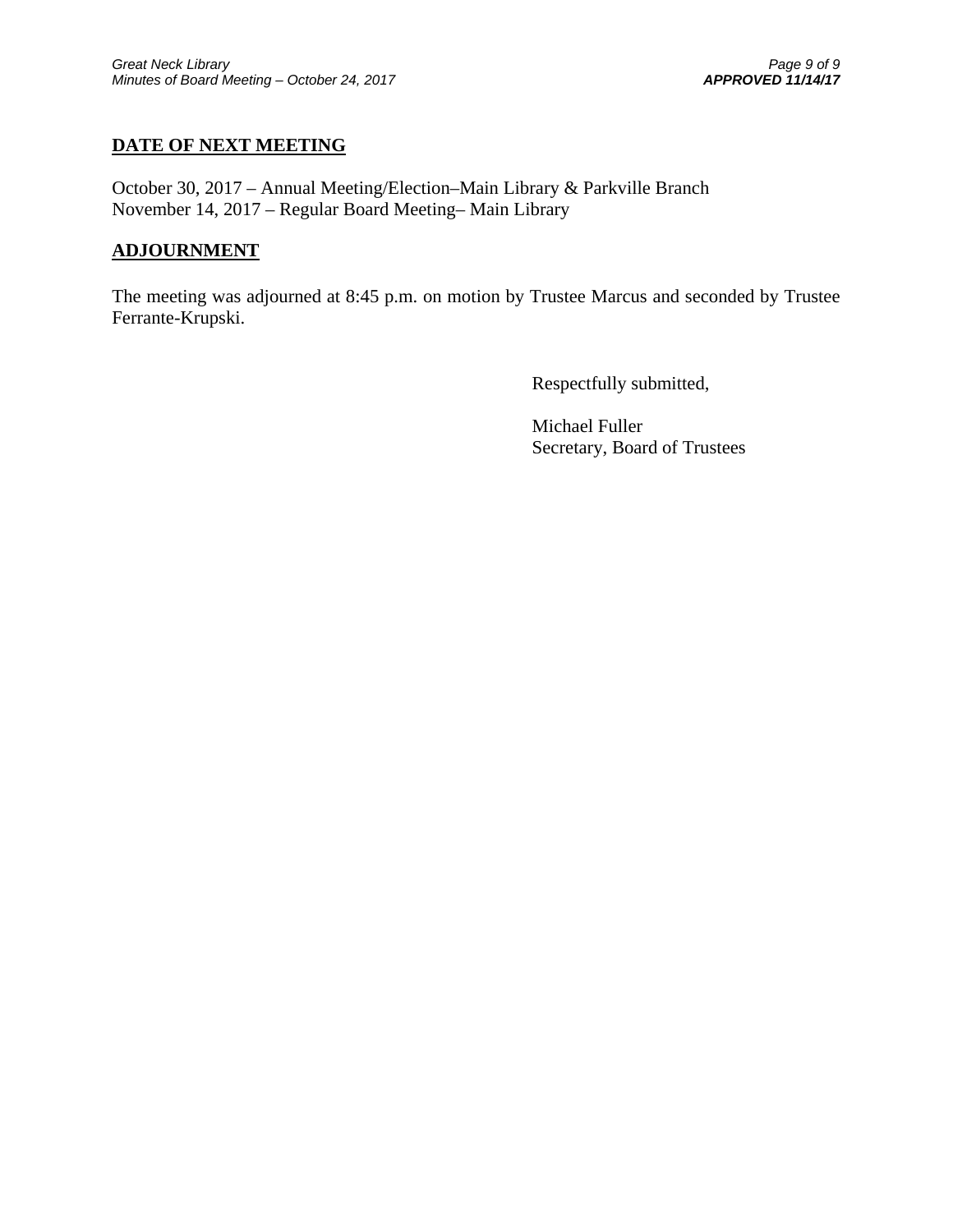## DATE OF NEXT MEETING

October 30, 2017 – Annual Meeting/Election–Main Library & Parkville Branch
November 14, 2017 – Regular Board Meeting– Main Library

## ADJOURNMENT

The meeting was adjourned at 8:45 p.m. on motion by Trustee Marcus and seconded by Trustee Ferrante-Krupski.

Respectfully submitted,

Michael Fuller
Secretary, Board of Trustees